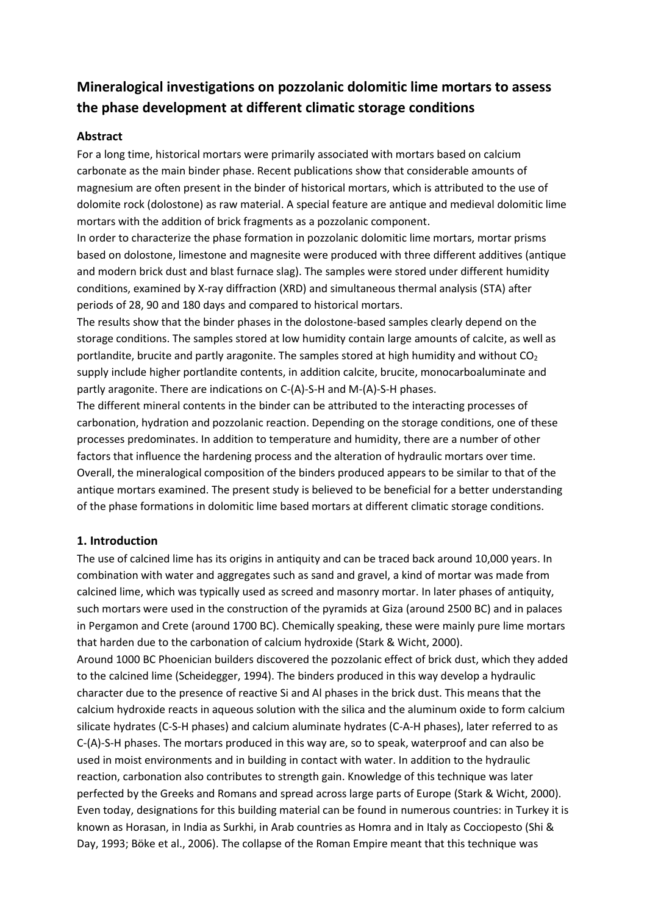# Mineralogical investigations on pozzolanic dolomitic lime mortars to assess the phase development at different climatic storage conditions

## Abstract

For a long time, historical mortars were primarily associated with mortars based on calcium carbonate as the main binder phase. Recent publications show that considerable amounts of magnesium are often present in the binder of historical mortars, which is attributed to the use of dolomite rock (dolostone) as raw material. A special feature are antique and medieval dolomitic lime mortars with the addition of brick fragments as a pozzolanic component.

In order to characterize the phase formation in pozzolanic dolomitic lime mortars, mortar prisms based on dolostone, limestone and magnesite were produced with three different additives (antique and modern brick dust and blast furnace slag). The samples were stored under different humidity conditions, examined by X-ray diffraction (XRD) and simultaneous thermal analysis (STA) after periods of 28, 90 and 180 days and compared to historical mortars.

The results show that the binder phases in the dolostone-based samples clearly depend on the storage conditions. The samples stored at low humidity contain large amounts of calcite, as well as portlandite, brucite and partly aragonite. The samples stored at high humidity and without $CO_2$ supply include higher portlandite contents, in addition calcite, brucite, monocarboaluminate and partly aragonite. There are indications on C-(A)-S-H and M-(A)-S-H phases.

The different mineral contents in the binder can be attributed to the interacting processes of carbonation, hydration and pozzolanic reaction. Depending on the storage conditions, one of these processes predominates. In addition to temperature and humidity, there are a number of other factors that influence the hardening process and the alteration of hydraulic mortars over time. Overall, the mineralogical composition of the binders produced appears to be similar to that of the antique mortars examined. The present study is believed to be beneficial for a better understanding of the phase formations in dolomitic lime based mortars at different climatic storage conditions.

## 1. Introduction

The use of calcined lime has its origins in antiquity and can be traced back around 10,000 years. In combination with water and aggregates such as sand and gravel, a kind of mortar was made from calcined lime, which was typically used as screed and masonry mortar. In later phases of antiquity, such mortars were used in the construction of the pyramids at Giza (around 2500 BC) and in palaces in Pergamon and Crete (around 1700 BC). Chemically speaking, these were mainly pure lime mortars that harden due to the carbonation of calcium hydroxide (Stark & Wicht, 2000).

Around 1000 BC Phoenician builders discovered the pozzolanic effect of brick dust, which they added to the calcined lime (Scheidegger, 1994). The binders produced in this way develop a hydraulic character due to the presence of reactive Si and Al phases in the brick dust. This means that the calcium hydroxide reacts in aqueous solution with the silica and the aluminum oxide to form calcium silicate hydrates (C-S-H phases) and calcium aluminate hydrates (C-A-H phases), later referred to as C-(A)-S-H phases. The mortars produced in this way are, so to speak, waterproof and can also be used in moist environments and in building in contact with water. In addition to the hydraulic reaction, carbonation also contributes to strength gain. Knowledge of this technique was later perfected by the Greeks and Romans and spread across large parts of Europe (Stark & Wicht, 2000). Even today, designations for this building material can be found in numerous countries: in Turkey it is known as Horasan, in India as Surkhi, in Arab countries as Homra and in Italy as Cocciopesto (Shi & Day, 1993; Böke et al., 2006). The collapse of the Roman Empire meant that this technique was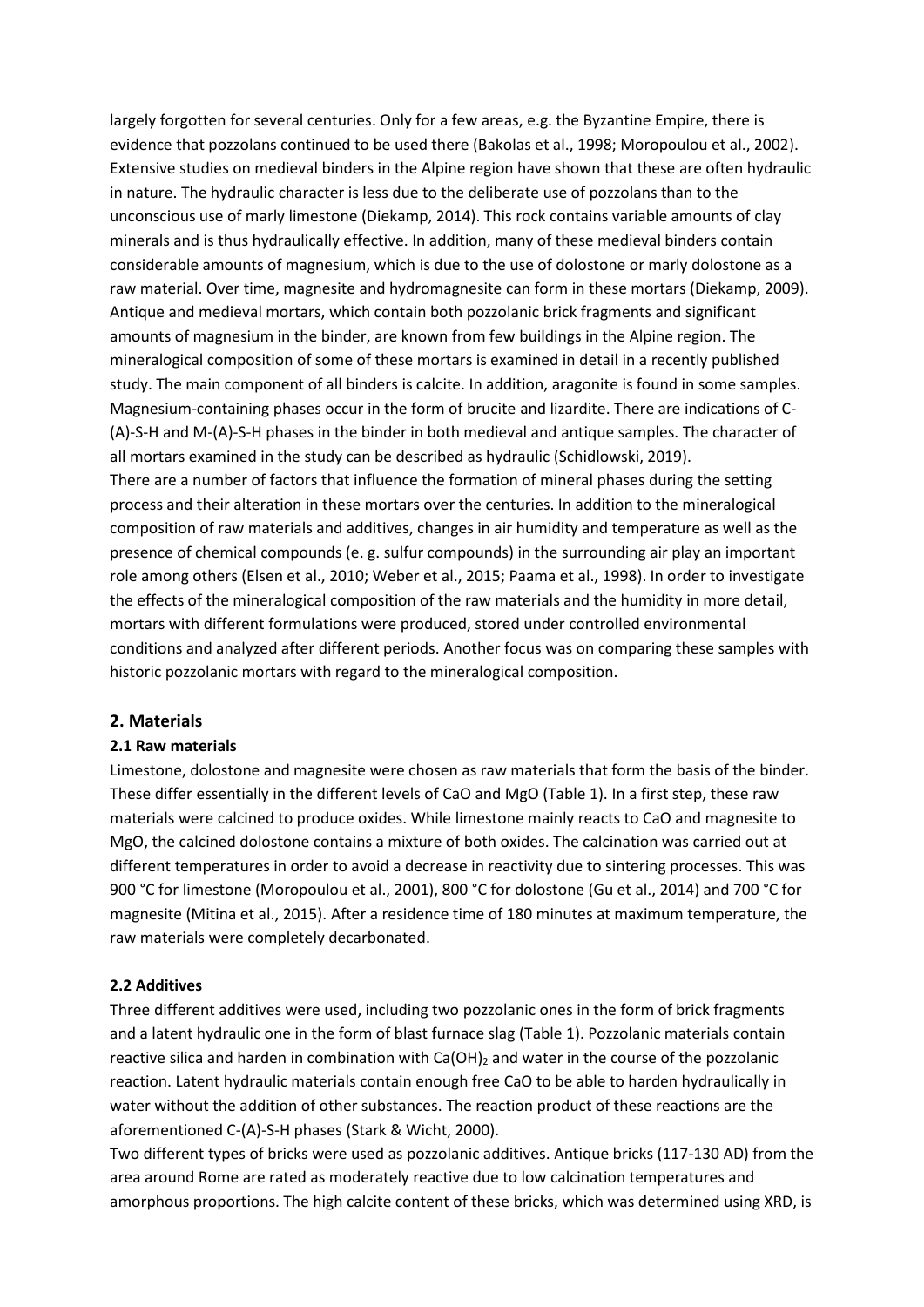largely forgotten for several centuries. Only for a few areas, e.g. the Byzantine Empire, there is evidence that pozzolans continued to be used there (Bakolas et al., 1998; Moropoulou et al., 2002). Extensive studies on medieval binders in the Alpine region have shown that these are often hydraulic in nature. The hydraulic character is less due to the deliberate use of pozzolans than to the unconscious use of marly limestone (Diekamp, 2014). This rock contains variable amounts of clay minerals and is thus hydraulically effective. In addition, many of these medieval binders contain considerable amounts of magnesium, which is due to the use of dolostone or marly dolostone as a raw material. Over time, magnesite and hydromagnesite can form in these mortars (Diekamp, 2009). Antique and medieval mortars, which contain both pozzolanic brick fragments and significant amounts of magnesium in the binder, are known from few buildings in the Alpine region. The mineralogical composition of some of these mortars is examined in detail in a recently published study. The main component of all binders is calcite. In addition, aragonite is found in some samples. Magnesium-containing phases occur in the form of brucite and lizardite. There are indications of C-(A)-S-H and M-(A)-S-H phases in the binder in both medieval and antique samples. The character of all mortars examined in the study can be described as hydraulic (Schidlowski, 2019).

There are a number of factors that influence the formation of mineral phases during the setting process and their alteration in these mortars over the centuries. In addition to the mineralogical composition of raw materials and additives, changes in air humidity and temperature as well as the presence of chemical compounds (e. g. sulfur compounds) in the surrounding air play an important role among others (Elsen et al., 2010; Weber et al., 2015; Paama et al., 1998). In order to investigate the effects of the mineralogical composition of the raw materials and the humidity in more detail, mortars with different formulations were produced, stored under controlled environmental conditions and analyzed after different periods. Another focus was on comparing these samples with historic pozzolanic mortars with regard to the mineralogical composition.

## 2. Materials

### 2.1 Raw materials

Limestone, dolostone and magnesite were chosen as raw materials that form the basis of the binder. These differ essentially in the different levels of CaO and MgO (Table 1). In a first step, these raw materials were calcined to produce oxides. While limestone mainly reacts to CaO and magnesite to MgO, the calcined dolostone contains a mixture of both oxides. The calcination was carried out at different temperatures in order to avoid a decrease in reactivity due to sintering processes. This was 900 °C for limestone (Moropoulou et al., 2001), 800 °C for dolostone (Gu et al., 2014) and 700 °C for magnesite (Mitina et al., 2015). After a residence time of 180 minutes at maximum temperature, the raw materials were completely decarbonated.

### 2.2 Additives

Three different additives were used, including two pozzolanic ones in the form of brick fragments and a latent hydraulic one in the form of blast furnace slag (Table 1). Pozzolanic materials contain reactive silica and harden in combination with $Ca(OH)_2$ and water in the course of the pozzolanic reaction. Latent hydraulic materials contain enough free CaO to be able to harden hydraulically in water without the addition of other substances. The reaction product of these reactions are the aforementioned C-(A)-S-H phases (Stark & Wicht, 2000).

Two different types of bricks were used as pozzolanic additives. Antique bricks (117-130 AD) from the area around Rome are rated as moderately reactive due to low calcination temperatures and amorphous proportions. The high calcite content of these bricks, which was determined using XRD, is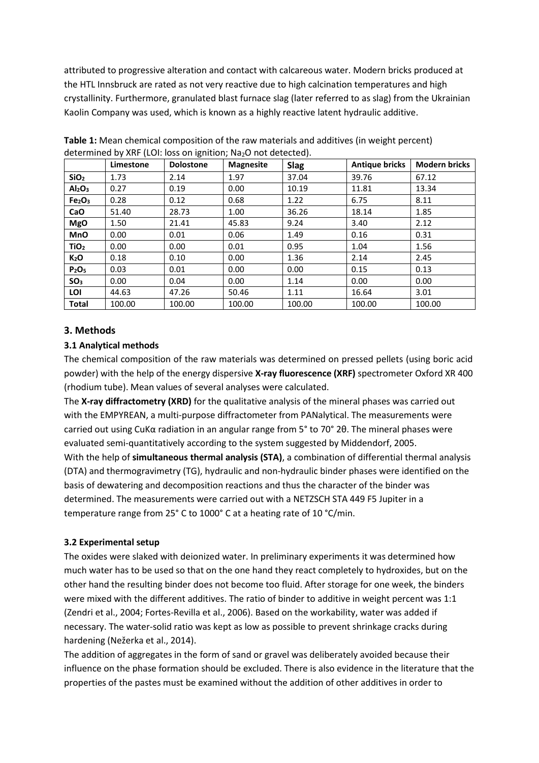attributed to progressive alteration and contact with calcareous water. Modern bricks produced at the HTL Innsbruck are rated as not very reactive due to high calcination temperatures and high crystallinity. Furthermore, granulated blast furnace slag (later referred to as slag) from the Ukrainian Kaolin Company was used, which is known as a highly reactive latent hydraulic additive.

**Table 1:** Mean chemical composition of the raw materials and additives (in weight percent) determined by XRF (LOI: loss on ignition; $Na_2O$ not detected).

| | Limestone | Dolostone | Magnesite | Slag | Antique bricks | Modern bricks |
|---|---|---|---|---|---|---|
| **$SiO_2$** | 1.73 | 2.14 | 1.97 | 37.04 | 39.76 | 67.12 |
| **$Al_2O_3$** | 0.27 | 0.19 | 0.00 | 10.19 | 11.81 | 13.34 |
| **$Fe_2O_3$** | 0.28 | 0.12 | 0.68 | 1.22 | 6.75 | 8.11 |
| **CaO** | 51.40 | 28.73 | 1.00 | 36.26 | 18.14 | 1.85 |
| **MgO** | 1.50 | 21.41 | 45.83 | 9.24 | 3.40 | 2.12 |
| **MnO** | 0.00 | 0.01 | 0.06 | 1.49 | 0.16 | 0.31 |
| **$TiO_2$** | 0.00 | 0.00 | 0.01 | 0.95 | 1.04 | 1.56 |
| **$K_2O$** | 0.18 | 0.10 | 0.00 | 1.36 | 2.14 | 2.45 |
| **$P_2O_5$** | 0.03 | 0.01 | 0.00 | 0.00 | 0.15 | 0.13 |
| **$SO_3$** | 0.00 | 0.04 | 0.00 | 1.14 | 0.00 | 0.00 |
| **LOI** | 44.63 | 47.26 | 50.46 | 1.11 | 16.64 | 3.01 |
| **Total** | 100.00 | 100.00 | 100.00 | 100.00 | 100.00 | 100.00 |

## 3. Methods

### 3.1 Analytical methods

The chemical composition of the raw materials was determined on pressed pellets (using boric acid powder) with the help of the energy dispersive **X-ray fluorescence (XRF)** spectrometer Oxford XR 400 (rhodium tube). Mean values of several analyses were calculated.

The **X-ray diffractometry (XRD)** for the qualitative analysis of the mineral phases was carried out with the EMPYREAN, a multi-purpose diffractometer from PANalytical. The measurements were carried out using CuKα radiation in an angular range from 5° to 70° 2θ. The mineral phases were evaluated semi-quantitatively according to the system suggested by Middendorf, 2005.

With the help of **simultaneous thermal analysis (STA)**, a combination of differential thermal analysis (DTA) and thermogravimetry (TG), hydraulic and non-hydraulic binder phases were identified on the basis of dewatering and decomposition reactions and thus the character of the binder was determined. The measurements were carried out with a NETZSCH STA 449 F5 Jupiter in a temperature range from 25° C to 1000° C at a heating rate of 10 °C/min.

### 3.2 Experimental setup

The oxides were slaked with deionized water. In preliminary experiments it was determined how much water has to be used so that on the one hand they react completely to hydroxides, but on the other hand the resulting binder does not become too fluid. After storage for one week, the binders were mixed with the different additives. The ratio of binder to additive in weight percent was 1:1 (Zendri et al., 2004; Fortes-Revilla et al., 2006). Based on the workability, water was added if necessary. The water-solid ratio was kept as low as possible to prevent shrinkage cracks during hardening (Nežerka et al., 2014).

The addition of aggregates in the form of sand or gravel was deliberately avoided because their influence on the phase formation should be excluded. There is also evidence in the literature that the properties of the pastes must be examined without the addition of other additives in order to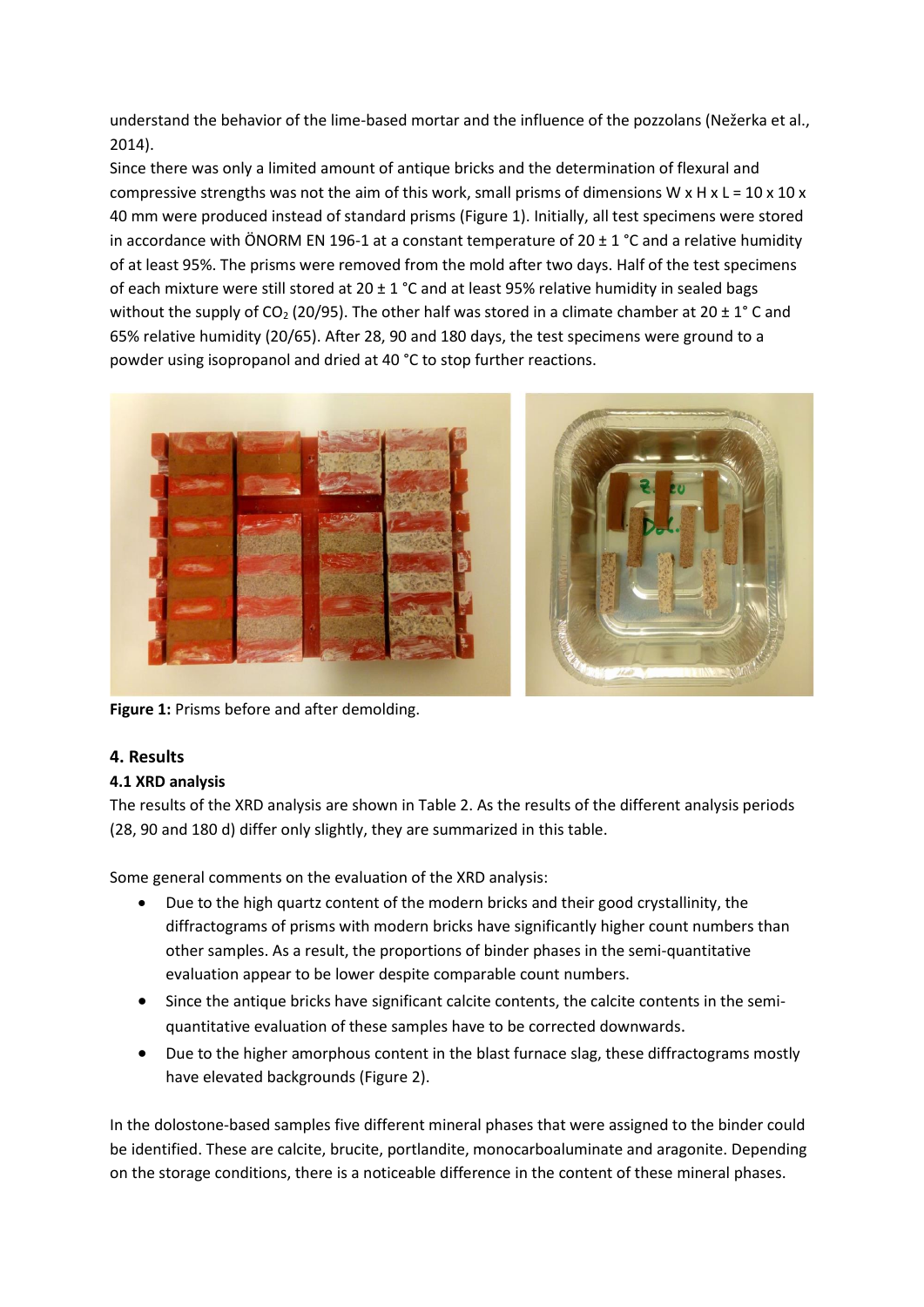understand the behavior of the lime-based mortar and the influence of the pozzolans (Nežerka et al., 2014).

Since there was only a limited amount of antique bricks and the determination of flexural and compressive strengths was not the aim of this work, small prisms of dimensions W x H x L = 10 x 10 x 40 mm were produced instead of standard prisms (Figure 1). Initially, all test specimens were stored in accordance with ÖNORM EN 196-1 at a constant temperature of 20 ± 1 °C and a relative humidity of at least 95%. The prisms were removed from the mold after two days. Half of the test specimens of each mixture were still stored at 20 ± 1 °C and at least 95% relative humidity in sealed bags without the supply of $CO_2$ (20/95). The other half was stored in a climate chamber at 20 ± 1° C and 65% relative humidity (20/65). After 28, 90 and 180 days, the test specimens were ground to a powder using isopropanol and dried at 40 °C to stop further reactions.

**Figure 1:** Prisms before and after demolding.

## 4. Results

### 4.1 XRD analysis

The results of the XRD analysis are shown in Table 2. As the results of the different analysis periods (28, 90 and 180 d) differ only slightly, they are summarized in this table.

Some general comments on the evaluation of the XRD analysis:

- Due to the high quartz content of the modern bricks and their good crystallinity, the diffractograms of prisms with modern bricks have significantly higher count numbers than other samples. As a result, the proportions of binder phases in the semi-quantitative evaluation appear to be lower despite comparable count numbers.
- Since the antique bricks have significant calcite contents, the calcite contents in the semi-quantitative evaluation of these samples have to be corrected downwards.
- Due to the higher amorphous content in the blast furnace slag, these diffractograms mostly have elevated backgrounds (Figure 2).

In the dolostone-based samples five different mineral phases that were assigned to the binder could be identified. These are calcite, brucite, portlandite, monocarboaluminate and aragonite. Depending on the storage conditions, there is a noticeable difference in the content of these mineral phases.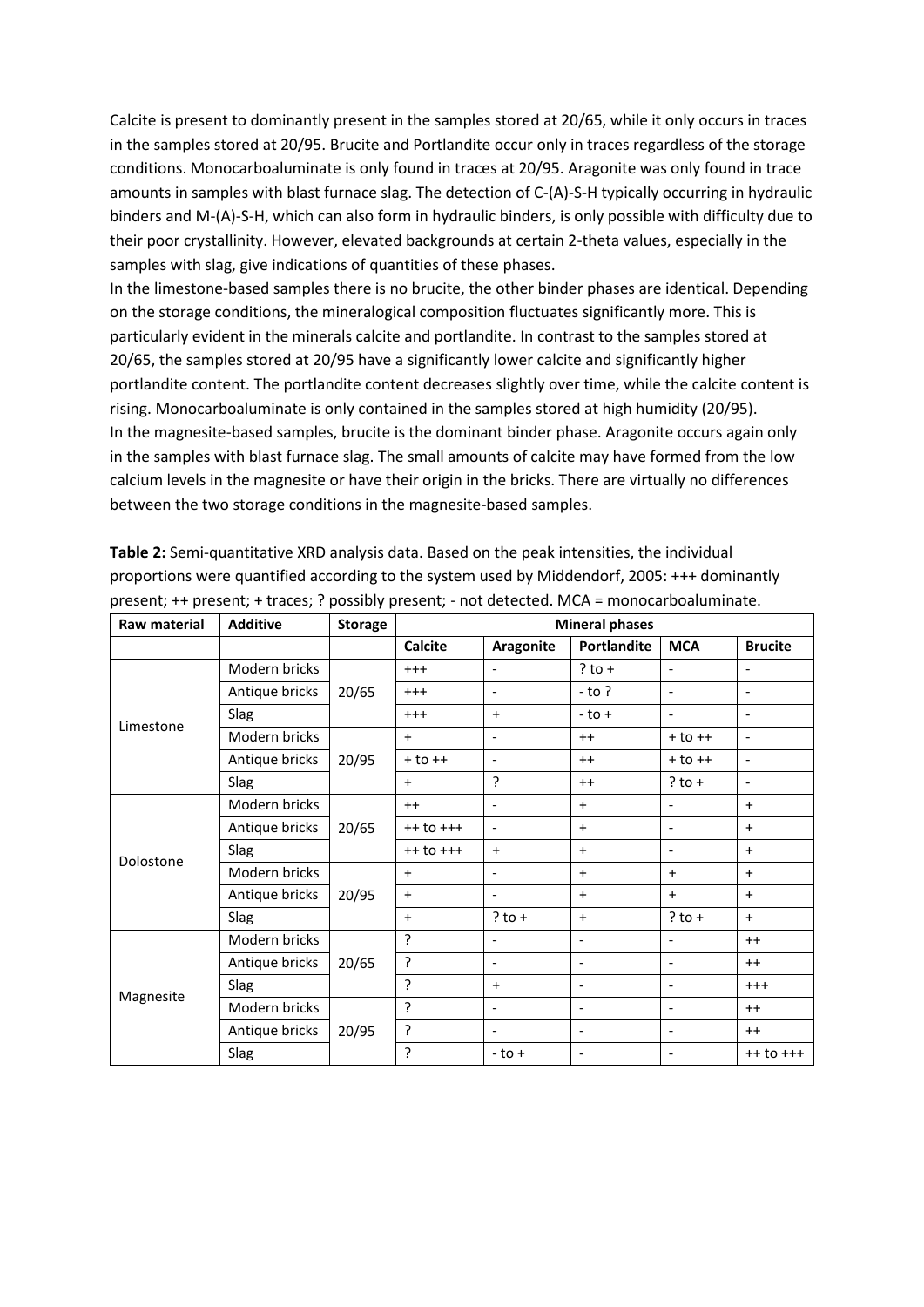Calcite is present to dominantly present in the samples stored at 20/65, while it only occurs in traces in the samples stored at 20/95. Brucite and Portlandite occur only in traces regardless of the storage conditions. Monocarboaluminate is only found in traces at 20/95. Aragonite was only found in trace amounts in samples with blast furnace slag. The detection of C-(A)-S-H typically occurring in hydraulic binders and M-(A)-S-H, which can also form in hydraulic binders, is only possible with difficulty due to their poor crystallinity. However, elevated backgrounds at certain 2-theta values, especially in the samples with slag, give indications of quantities of these phases.

In the limestone-based samples there is no brucite, the other binder phases are identical. Depending on the storage conditions, the mineralogical composition fluctuates significantly more. This is particularly evident in the minerals calcite and portlandite. In contrast to the samples stored at 20/65, the samples stored at 20/95 have a significantly lower calcite and significantly higher portlandite content. The portlandite content decreases slightly over time, while the calcite content is rising. Monocarboaluminate is only contained in the samples stored at high humidity (20/95).

In the magnesite-based samples, brucite is the dominant binder phase. Aragonite occurs again only in the samples with blast furnace slag. The small amounts of calcite may have formed from the low calcium levels in the magnesite or have their origin in the bricks. There are virtually no differences between the two storage conditions in the magnesite-based samples.

**Table 2:** Semi-quantitative XRD analysis data. Based on the peak intensities, the individual proportions were quantified according to the system used by Middendorf, 2005: +++ dominantly present; ++ present; + traces; ? possibly present; - not detected. MCA = monocarboaluminate.

| Raw material | Additive | Storage | Mineral phases | | | | |
|---|---|---|---|---|---|---|---|
| | | | Calcite | Aragonite | Portlandite | MCA | Brucite |
| Limestone | Modern bricks | 20/65 | +++ | - | ? to + | - | - |
| | Antique bricks | | +++ | - | - to ? | - | - |
| | Slag | | +++ | + | - to + | - | - |
| | Modern bricks | 20/95 | + | - | ++ | + to ++ | - |
| | Antique bricks | | + to ++ | - | ++ | + to ++ | - |
| | Slag | | + | ? | ++ | ? to + | - |
| Dolostone | Modern bricks | 20/65 | ++ | - | + | - | + |
| | Antique bricks | | ++ to +++ | - | + | - | + |
| | Slag | | ++ to +++ | + | + | - | + |
| | Modern bricks | 20/95 | + | - | + | + | + |
| | Antique bricks | | + | - | + | + | + |
| | Slag | | + | ? to + | + | ? to + | + |
| Magnesite | Modern bricks | 20/65 | ? | - | - | - | ++ |
| | Antique bricks | | ? | - | - | - | ++ |
| | Slag | | ? | + | - | - | +++ |
| | Modern bricks | 20/95 | ? | - | - | - | ++ |
| | Antique bricks | | ? | - | - | - | ++ |
| | Slag | | ? | - to + | - | - | ++ to +++ |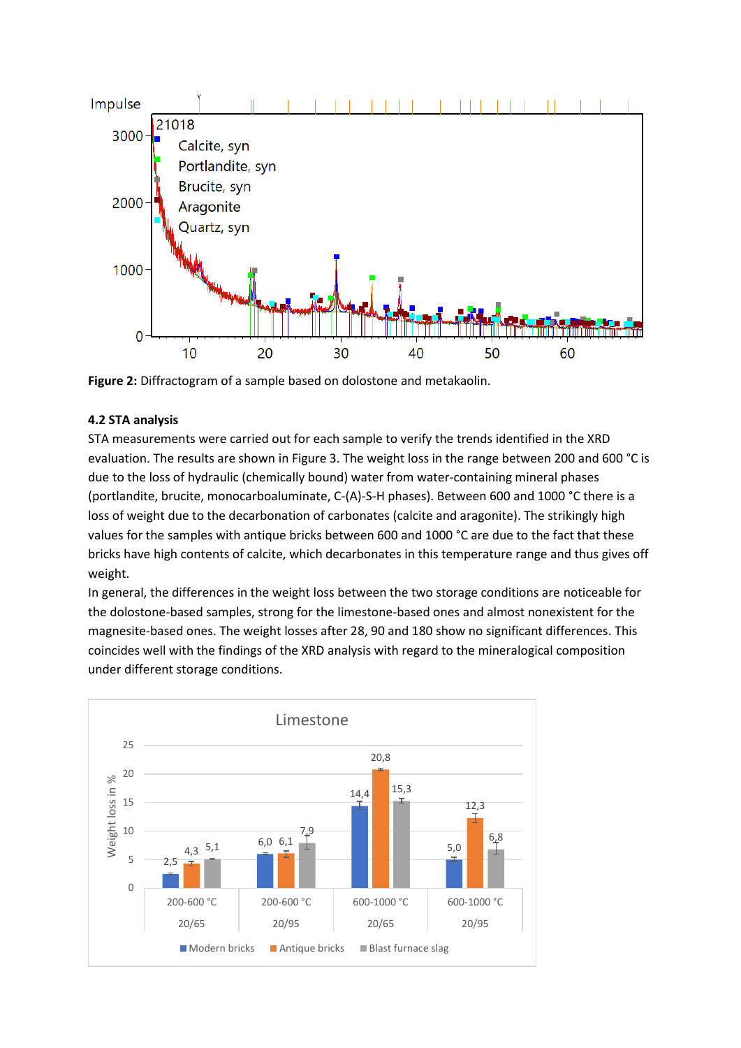**Figure 2:** Diffractogram of a sample based on dolostone and metakaolin.

**4.2 STA analysis**

STA measurements were carried out for each sample to verify the trends identified in the XRD evaluation. The results are shown in Figure 3. The weight loss in the range between 200 and 600 °C is due to the loss of hydraulic (chemically bound) water from water-containing mineral phases (portlandite, brucite, monocarboaluminate, C-(A)-S-H phases). Between 600 and 1000 °C there is a loss of weight due to the decarbonation of carbonates (calcite and aragonite). The strikingly high values for the samples with antique bricks between 600 and 1000 °C are due to the fact that these bricks have high contents of calcite, which decarbonates in this temperature range and thus gives off weight.

In general, the differences in the weight loss between the two storage conditions are noticeable for the dolostone-based samples, strong for the limestone-based ones and almost nonexistent for the magnesite-based ones. The weight losses after 28, 90 and 180 show no significant differences. This coincides well with the findings of the XRD analysis with regard to the mineralogical composition under different storage conditions.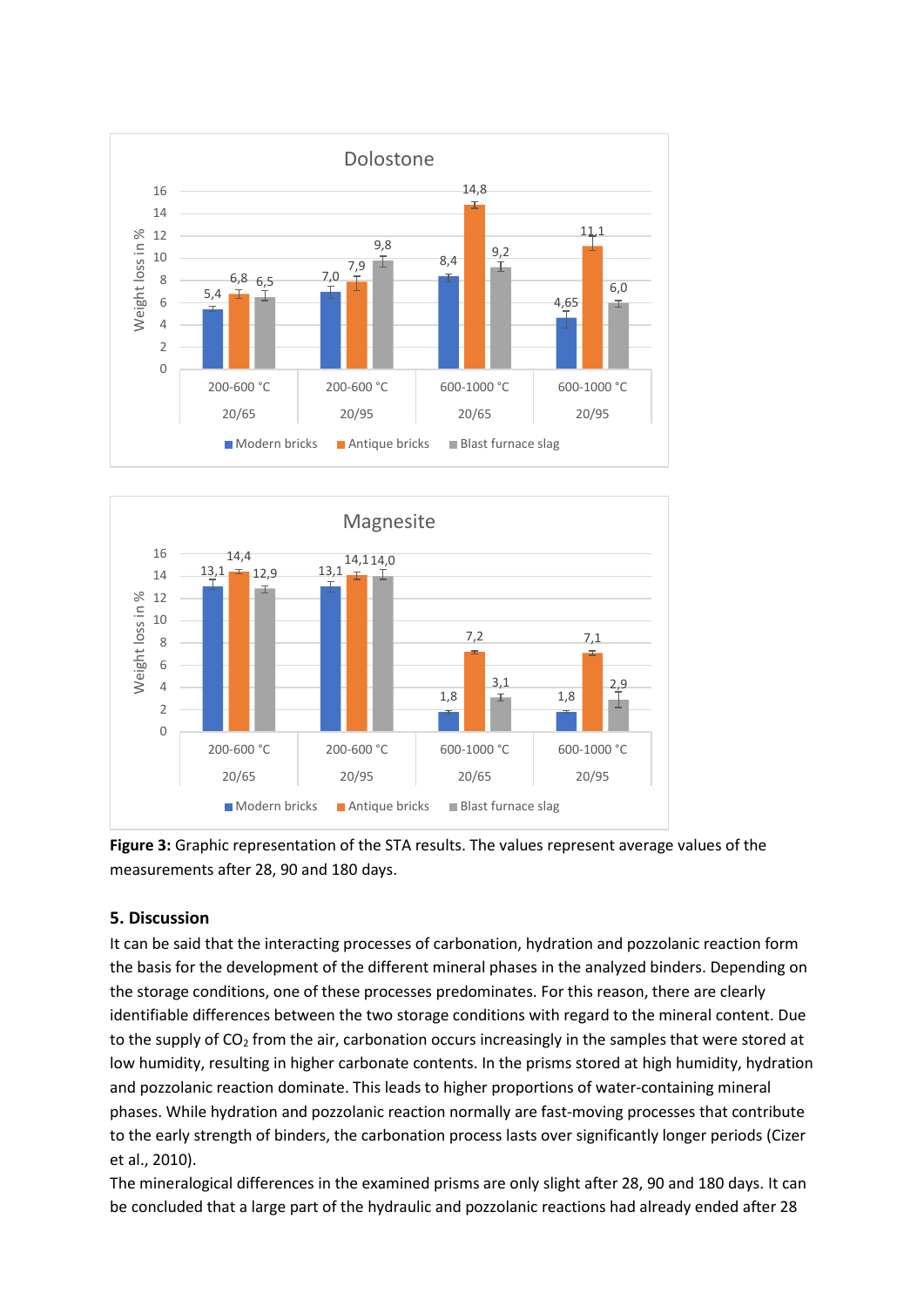**Dolostone**

| Weight loss in % | Modern bricks | Antique bricks | Blast furnace slag |
|---|---|---|---|
| 200-600 °C 20/65 | 5,4 | 6,8 | 6,5 |
| 200-600 °C 20/95 | 7,0 | 7,9 | 9,8 |
| 600-1000 °C 20/65 | 8,4 | 14,8 | 9,2 |
| 600-1000 °C 20/95 | 4,65 | 11,1 | 6,0 |

**Magnesite**

| Weight loss in % | Modern bricks | Antique bricks | Blast furnace slag |
|---|---|---|---|
| 200-600 °C 20/65 | 13,1 | 14,4 | 12,9 |
| 200-600 °C 20/95 | 13,1 | 14,1 | 14,0 |
| 600-1000 °C 20/65 | 1,8 | 7,2 | 3,1 |
| 600-1000 °C 20/95 | 1,8 | 7,1 | 2,9 |

**Figure 3:** Graphic representation of the STA results. The values represent average values of the measurements after 28, 90 and 180 days.

## 5. Discussion

It can be said that the interacting processes of carbonation, hydration and pozzolanic reaction form the basis for the development of the different mineral phases in the analyzed binders. Depending on the storage conditions, one of these processes predominates. For this reason, there are clearly identifiable differences between the two storage conditions with regard to the mineral content. Due to the supply of $CO_2$ from the air, carbonation occurs increasingly in the samples that were stored at low humidity, resulting in higher carbonate contents. In the prisms stored at high humidity, hydration and pozzolanic reaction dominate. This leads to higher proportions of water-containing mineral phases. While hydration and pozzolanic reaction normally are fast-moving processes that contribute to the early strength of binders, the carbonation process lasts over significantly longer periods (Cizer et al., 2010).

The mineralogical differences in the examined prisms are only slight after 28, 90 and 180 days. It can be concluded that a large part of the hydraulic and pozzolanic reactions had already ended after 28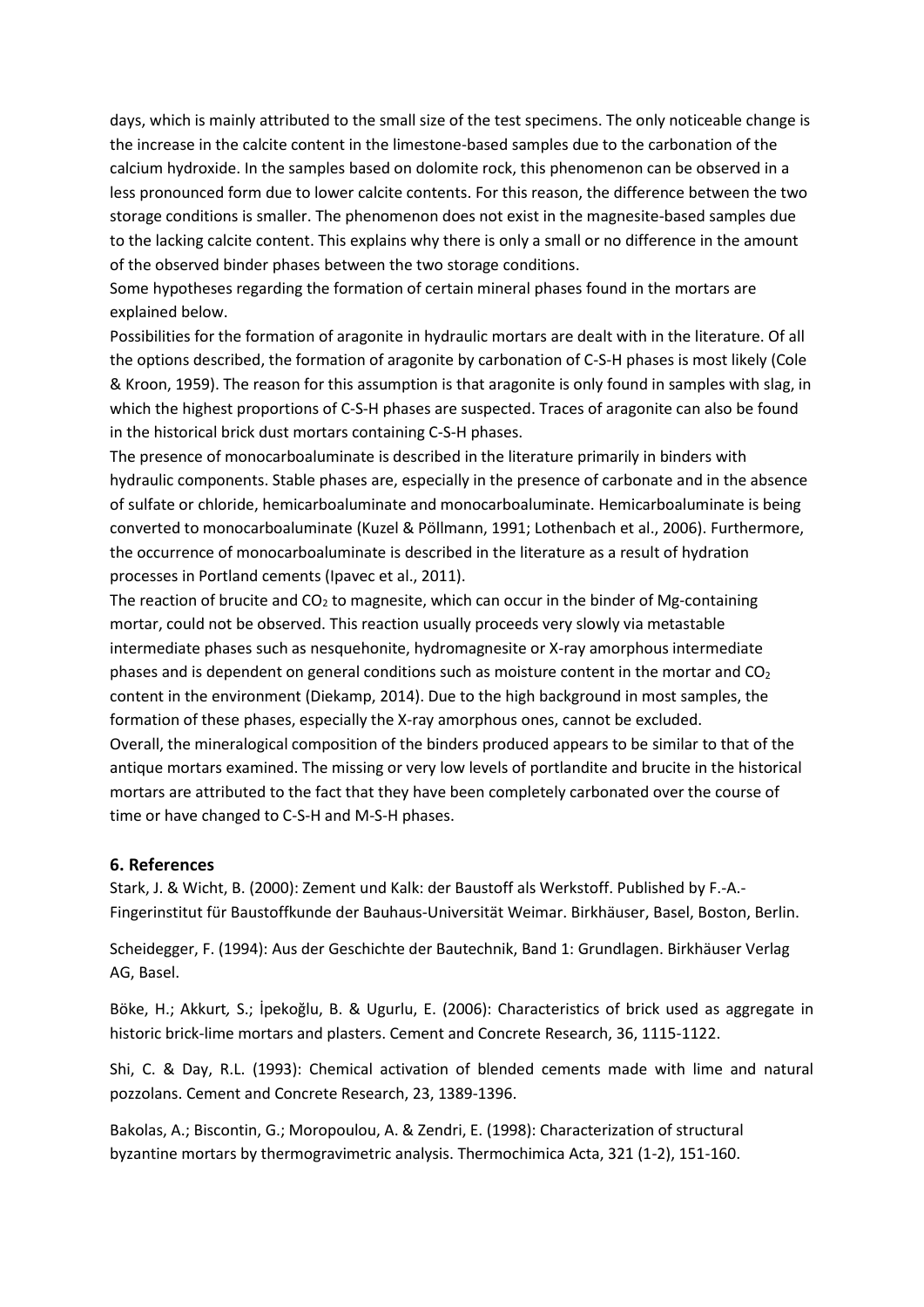days, which is mainly attributed to the small size of the test specimens. The only noticeable change is the increase in the calcite content in the limestone-based samples due to the carbonation of the calcium hydroxide. In the samples based on dolomite rock, this phenomenon can be observed in a less pronounced form due to lower calcite contents. For this reason, the difference between the two storage conditions is smaller. The phenomenon does not exist in the magnesite-based samples due to the lacking calcite content. This explains why there is only a small or no difference in the amount of the observed binder phases between the two storage conditions.

Some hypotheses regarding the formation of certain mineral phases found in the mortars are explained below.

Possibilities for the formation of aragonite in hydraulic mortars are dealt with in the literature. Of all the options described, the formation of aragonite by carbonation of C-S-H phases is most likely (Cole & Kroon, 1959). The reason for this assumption is that aragonite is only found in samples with slag, in which the highest proportions of C-S-H phases are suspected. Traces of aragonite can also be found in the historical brick dust mortars containing C-S-H phases.

The presence of monocarboaluminate is described in the literature primarily in binders with hydraulic components. Stable phases are, especially in the presence of carbonate and in the absence of sulfate or chloride, hemicarboaluminate and monocarboaluminate. Hemicarboaluminate is being converted to monocarboaluminate (Kuzel & Pöllmann, 1991; Lothenbach et al., 2006). Furthermore, the occurrence of monocarboaluminate is described in the literature as a result of hydration processes in Portland cements (Ipavec et al., 2011).

The reaction of brucite and $CO_2$ to magnesite, which can occur in the binder of Mg-containing mortar, could not be observed. This reaction usually proceeds very slowly via metastable intermediate phases such as nesquehonite, hydromagnesite or X-ray amorphous intermediate phases and is dependent on general conditions such as moisture content in the mortar and $CO_2$ content in the environment (Diekamp, 2014). Due to the high background in most samples, the formation of these phases, especially the X-ray amorphous ones, cannot be excluded.

Overall, the mineralogical composition of the binders produced appears to be similar to that of the antique mortars examined. The missing or very low levels of portlandite and brucite in the historical mortars are attributed to the fact that they have been completely carbonated over the course of time or have changed to C-S-H and M-S-H phases.

## 6. References

Stark, J. & Wicht, B. (2000): Zement und Kalk: der Baustoff als Werkstoff. Published by F.-A.-Fingerinstitut für Baustoffkunde der Bauhaus-Universität Weimar. Birkhäuser, Basel, Boston, Berlin.

Scheidegger, F. (1994): Aus der Geschichte der Bautechnik, Band 1: Grundlagen. Birkhäuser Verlag AG, Basel.

Böke, H.; Akkurt, S.; İpekoğlu, B. & Ugurlu, E. (2006): Characteristics of brick used as aggregate in historic brick-lime mortars and plasters. Cement and Concrete Research, 36, 1115-1122.

Shi, C. & Day, R.L. (1993): Chemical activation of blended cements made with lime and natural pozzolans. Cement and Concrete Research, 23, 1389-1396.

Bakolas, A.; Biscontin, G.; Moropoulou, A. & Zendri, E. (1998): Characterization of structural byzantine mortars by thermogravimetric analysis. Thermochimica Acta, 321 (1-2), 151-160.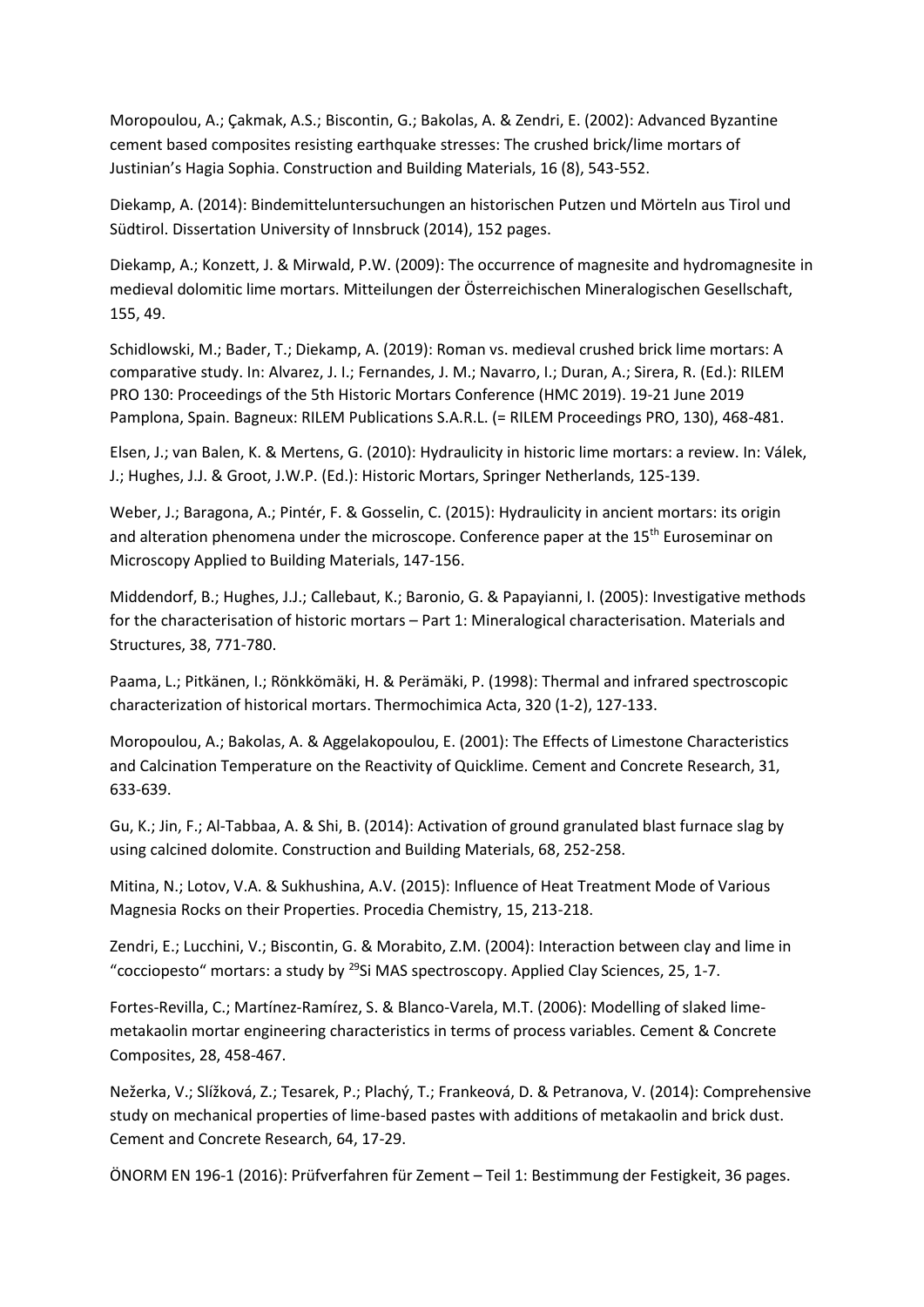Moropoulou, A.; Çakmak, A.S.; Biscontin, G.; Bakolas, A. & Zendri, E. (2002): Advanced Byzantine cement based composites resisting earthquake stresses: The crushed brick/lime mortars of Justinian's Hagia Sophia. Construction and Building Materials, 16 (8), 543-552.

Diekamp, A. (2014): Bindemitteluntersuchungen an historischen Putzen und Mörteln aus Tirol und Südtirol. Dissertation University of Innsbruck (2014), 152 pages.

Diekamp, A.; Konzett, J. & Mirwald, P.W. (2009): The occurrence of magnesite and hydromagnesite in medieval dolomitic lime mortars. Mitteilungen der Österreichischen Mineralogischen Gesellschaft, 155, 49.

Schidlowski, M.; Bader, T.; Diekamp, A. (2019): Roman vs. medieval crushed brick lime mortars: A comparative study. In: Alvarez, J. I.; Fernandes, J. M.; Navarro, I.; Duran, A.; Sirera, R. (Ed.): RILEM PRO 130: Proceedings of the 5th Historic Mortars Conference (HMC 2019). 19-21 June 2019 Pamplona, Spain. Bagneux: RILEM Publications S.A.R.L. (= RILEM Proceedings PRO, 130), 468-481.

Elsen, J.; van Balen, K. & Mertens, G. (2010): Hydraulicity in historic lime mortars: a review. In: Válek, J.; Hughes, J.J. & Groot, J.W.P. (Ed.): Historic Mortars, Springer Netherlands, 125-139.

Weber, J.; Baragona, A.; Pintér, F. & Gosselin, C. (2015): Hydraulicity in ancient mortars: its origin and alteration phenomena under the microscope. Conference paper at the 15th Euroseminar on Microscopy Applied to Building Materials, 147-156.

Middendorf, B.; Hughes, J.J.; Callebaut, K.; Baronio, G. & Papayianni, I. (2005): Investigative methods for the characterisation of historic mortars – Part 1: Mineralogical characterisation. Materials and Structures, 38, 771-780.

Paama, L.; Pitkänen, I.; Rönkkömäki, H. & Perämäki, P. (1998): Thermal and infrared spectroscopic characterization of historical mortars. Thermochimica Acta, 320 (1-2), 127-133.

Moropoulou, A.; Bakolas, A. & Aggelakopoulou, E. (2001): The Effects of Limestone Characteristics and Calcination Temperature on the Reactivity of Quicklime. Cement and Concrete Research, 31, 633-639.

Gu, K.; Jin, F.; Al-Tabbaa, A. & Shi, B. (2014): Activation of ground granulated blast furnace slag by using calcined dolomite. Construction and Building Materials, 68, 252-258.

Mitina, N.; Lotov, V.A. & Sukhushina, A.V. (2015): Influence of Heat Treatment Mode of Various Magnesia Rocks on their Properties. Procedia Chemistry, 15, 213-218.

Zendri, E.; Lucchini, V.; Biscontin, G. & Morabito, Z.M. (2004): Interaction between clay and lime in "cocciopesto" mortars: a study by $^{29}$Si MAS spectroscopy. Applied Clay Sciences, 25, 1-7.

Fortes-Revilla, C.; Martínez-Ramírez, S. & Blanco-Varela, M.T. (2006): Modelling of slaked lime-metakaolin mortar engineering characteristics in terms of process variables. Cement & Concrete Composites, 28, 458-467.

Nežerka, V.; Slížková, Z.; Tesarek, P.; Plachý, T.; Frankeová, D. & Petranova, V. (2014): Comprehensive study on mechanical properties of lime-based pastes with additions of metakaolin and brick dust. Cement and Concrete Research, 64, 17-29.

ÖNORM EN 196-1 (2016): Prüfverfahren für Zement – Teil 1: Bestimmung der Festigkeit, 36 pages.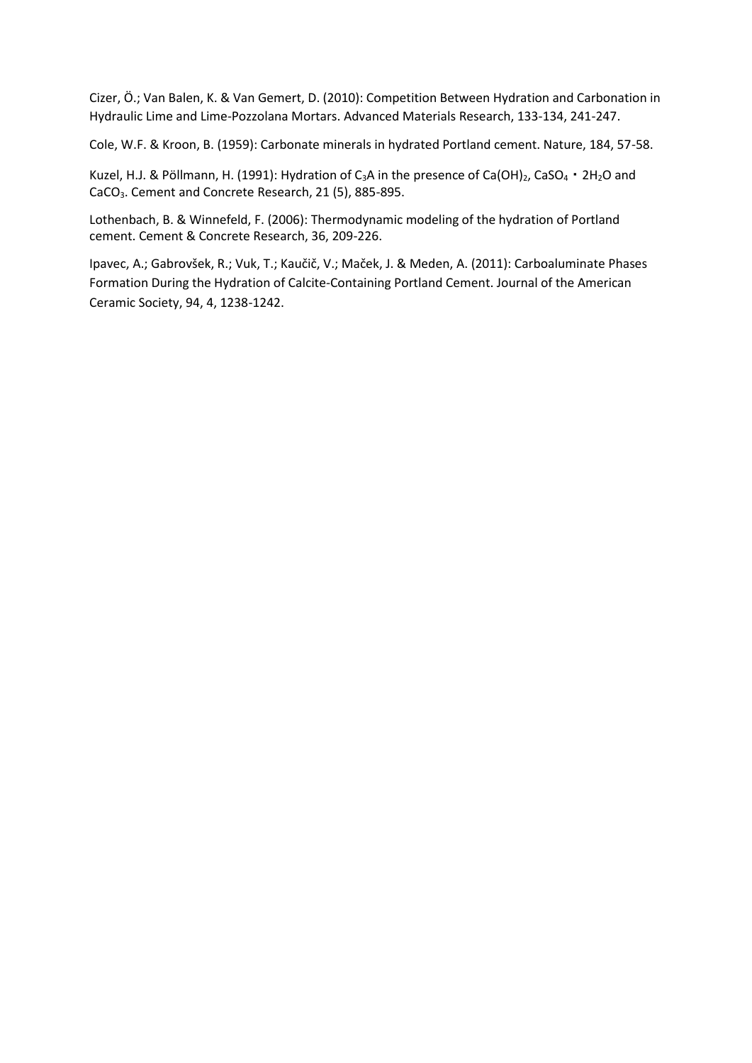Cizer, Ö.; Van Balen, K. & Van Gemert, D. (2010): Competition Between Hydration and Carbonation in Hydraulic Lime and Lime-Pozzolana Mortars. Advanced Materials Research, 133-134, 241-247.

Cole, W.F. & Kroon, B. (1959): Carbonate minerals in hydrated Portland cement. Nature, 184, 57-58.

Kuzel, H.J. & Pöllmann, H. (1991): Hydration of $C_3A$ in the presence of $Ca(OH)_2$, $CaSO_4 \cdot 2H_2O$ and $CaCO_3$. Cement and Concrete Research, 21 (5), 885-895.

Lothenbach, B. & Winnefeld, F. (2006): Thermodynamic modeling of the hydration of Portland cement. Cement & Concrete Research, 36, 209-226.

Ipavec, A.; Gabrovšek, R.; Vuk, T.; Kaučič, V.; Maček, J. & Meden, A. (2011): Carboaluminate Phases Formation During the Hydration of Calcite-Containing Portland Cement. Journal of the American Ceramic Society, 94, 4, 1238-1242.